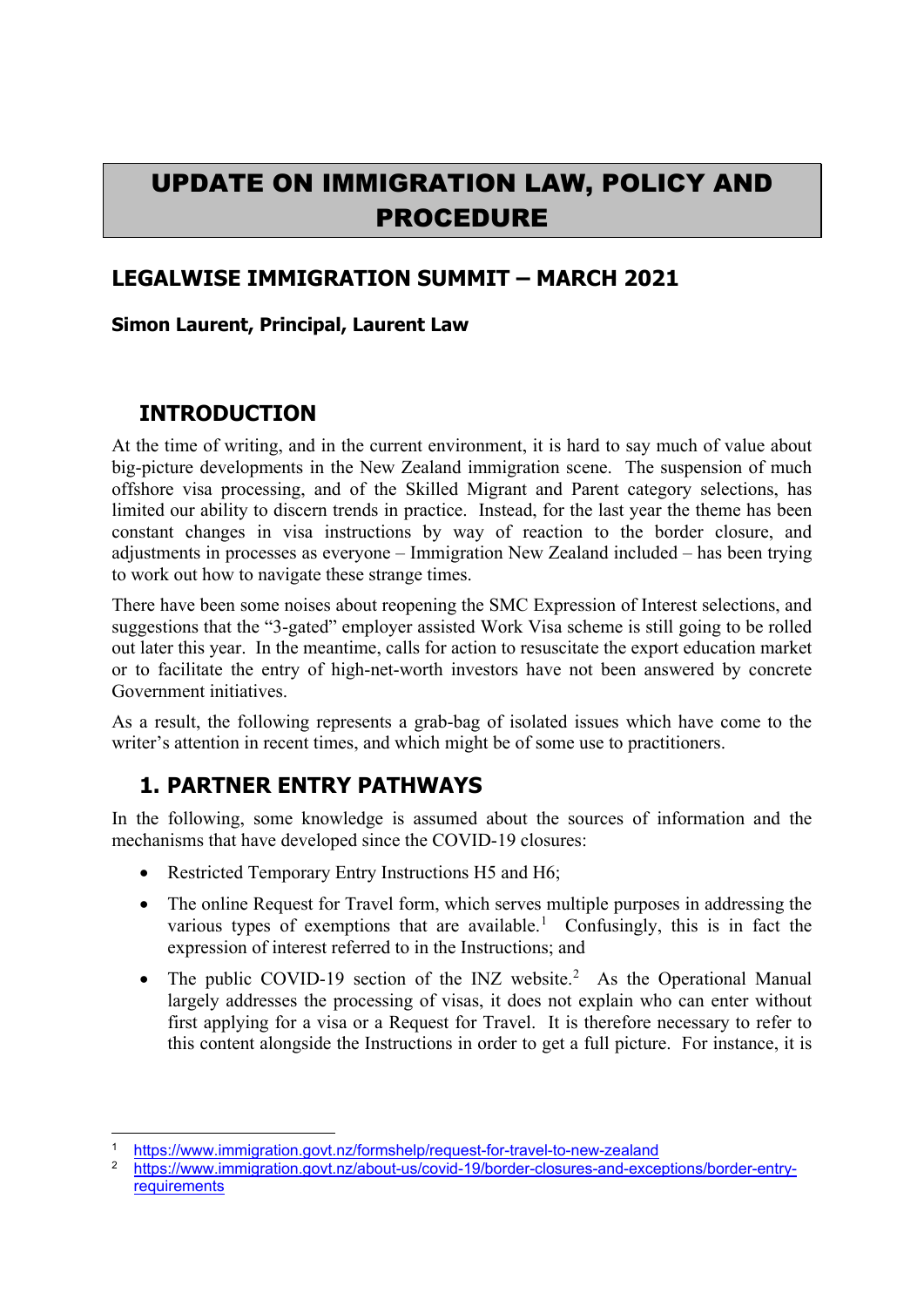# UPDATE ON IMMIGRATION LAW, POLICY AND PROCEDURE

## LEGALWISE IMMIGRATION SUMMIT – MARCH 2021

**Simon Laurent, Principal, Laurent Law**

## INTRODUCTION

At the time of writing, and in the current environment, it is hard to say much of value about big-picture developments in the New Zealand immigration scene. The suspension of much offshore visa processing, and of the Skilled Migrant and Parent category selections, has limited our ability to discern trends in practice. Instead, for the last year the theme has been constant changes in visa instructions by way of reaction to the border closure, and adjustments in processes as everyone – Immigration New Zealand included – has been trying to work out how to navigate these strange times.

There have been some noises about reopening the SMC Expression of Interest selections, and suggestions that the "3-gated" employer assisted Work Visa scheme is still going to be rolled out later this year. In the meantime, calls for action to resuscitate the export education market or to facilitate the entry of high-net-worth investors have not been answered by concrete Government initiatives.

As a result, the following represents a grab-bag of isolated issues which have come to the writer's attention in recent times, and which might be of some use to practitioners.

## 1. PARTNER ENTRY PATHWAYS

In the following, some knowledge is assumed about the sources of information and the mechanisms that have developed since the COVID-19 closures:

- Restricted Temporary Entry Instructions H5 and H6;
- The online Request for Travel form, which serves multiple purposes in addressing the various types of exemptions that are available.[1] Confusingly, this is in fact the expression of interest referred to in the Instructions; and
- The public COVID-19 section of the INZ website.[2] As the Operational Manual largely addresses the processing of visas, it does not explain who can enter without first applying for a visa or a Request for Travel. It is therefore necessary to refer to this content alongside the Instructions in order to get a full picture. For instance, it is

[1] https://www.immigration.govt.nz/formshelp/request-for-travel-to-new-zealand

[2] https://www.immigration.govt.nz/about-us/covid-19/border-closures-and-exceptions/border-entry-requirements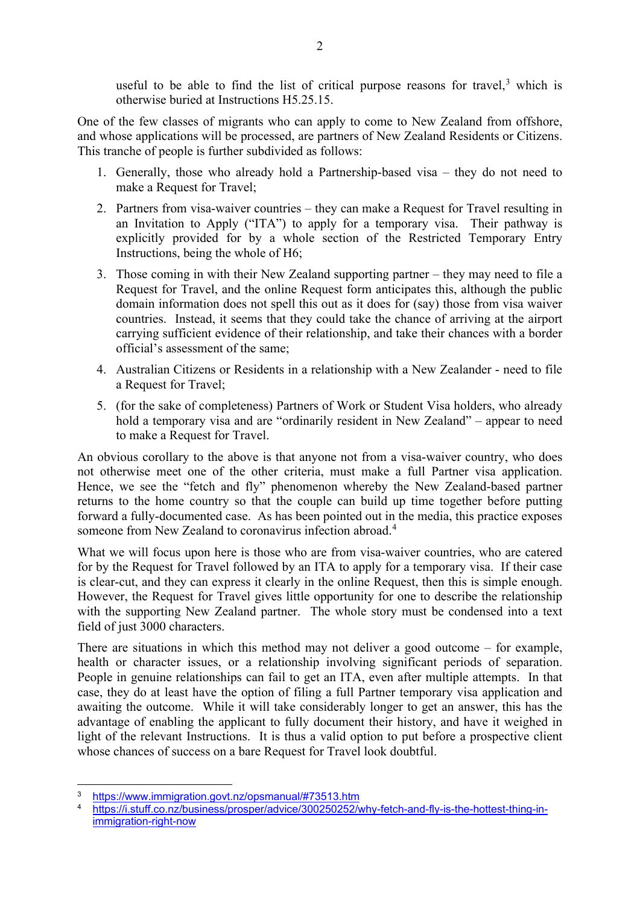useful to be able to find the list of critical purpose reasons for travel,[3] which is otherwise buried at Instructions H5.25.15.

One of the few classes of migrants who can apply to come to New Zealand from offshore, and whose applications will be processed, are partners of New Zealand Residents or Citizens. This tranche of people is further subdivided as follows:

1. Generally, those who already hold a Partnership-based visa – they do not need to make a Request for Travel;
2. Partners from visa-waiver countries – they can make a Request for Travel resulting in an Invitation to Apply ("ITA") to apply for a temporary visa. Their pathway is explicitly provided for by a whole section of the Restricted Temporary Entry Instructions, being the whole of H6;
3. Those coming in with their New Zealand supporting partner – they may need to file a Request for Travel, and the online Request form anticipates this, although the public domain information does not spell this out as it does for (say) those from visa waiver countries. Instead, it seems that they could take the chance of arriving at the airport carrying sufficient evidence of their relationship, and take their chances with a border official's assessment of the same;
4. Australian Citizens or Residents in a relationship with a New Zealander - need to file a Request for Travel;
5. (for the sake of completeness) Partners of Work or Student Visa holders, who already hold a temporary visa and are "ordinarily resident in New Zealand" – appear to need to make a Request for Travel.

An obvious corollary to the above is that anyone not from a visa-waiver country, who does not otherwise meet one of the other criteria, must make a full Partner visa application. Hence, we see the "fetch and fly" phenomenon whereby the New Zealand-based partner returns to the home country so that the couple can build up time together before putting forward a fully-documented case. As has been pointed out in the media, this practice exposes someone from New Zealand to coronavirus infection abroad.[4]

What we will focus upon here is those who are from visa-waiver countries, who are catered for by the Request for Travel followed by an ITA to apply for a temporary visa. If their case is clear-cut, and they can express it clearly in the online Request, then this is simple enough. However, the Request for Travel gives little opportunity for one to describe the relationship with the supporting New Zealand partner. The whole story must be condensed into a text field of just 3000 characters.

There are situations in which this method may not deliver a good outcome – for example, health or character issues, or a relationship involving significant periods of separation. People in genuine relationships can fail to get an ITA, even after multiple attempts. In that case, they do at least have the option of filing a full Partner temporary visa application and awaiting the outcome. While it will take considerably longer to get an answer, this has the advantage of enabling the applicant to fully document their history, and have it weighed in light of the relevant Instructions. It is thus a valid option to put before a prospective client whose chances of success on a bare Request for Travel look doubtful.

---

[3] https://www.immigration.govt.nz/opsmanual/#73513.htm

[4] https://i.stuff.co.nz/business/prosper/advice/300250252/why-fetch-and-fly-is-the-hottest-thing-in-immigration-right-now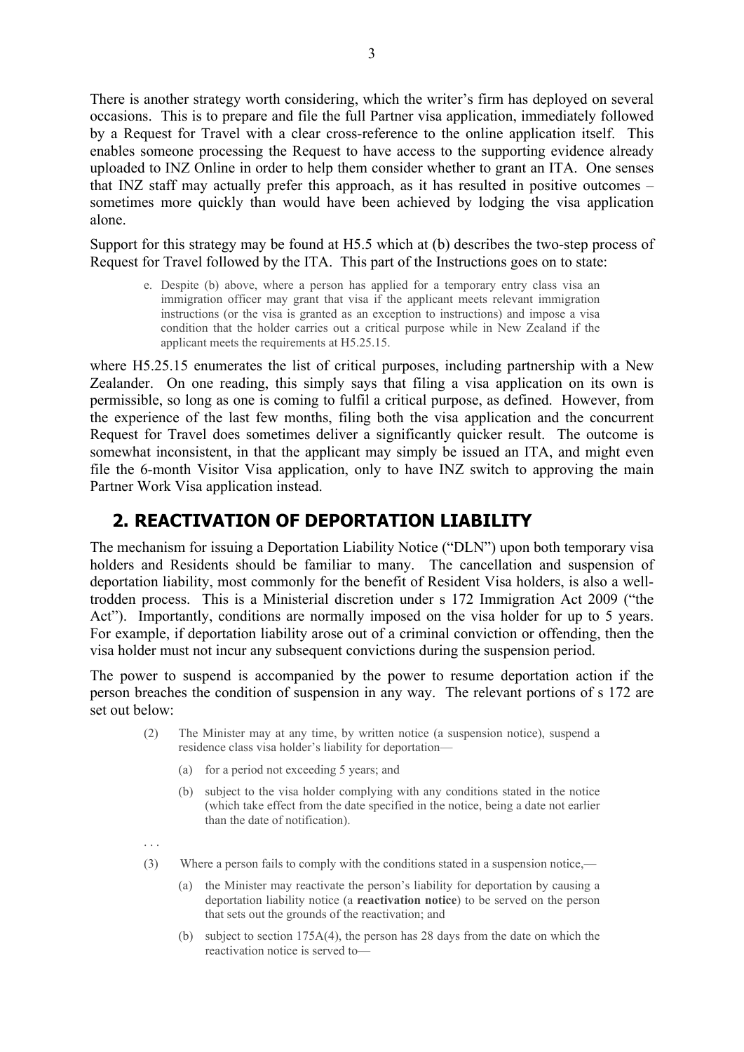There is another strategy worth considering, which the writer's firm has deployed on several occasions. This is to prepare and file the full Partner visa application, immediately followed by a Request for Travel with a clear cross-reference to the online application itself. This enables someone processing the Request to have access to the supporting evidence already uploaded to INZ Online in order to help them consider whether to grant an ITA. One senses that INZ staff may actually prefer this approach, as it has resulted in positive outcomes – sometimes more quickly than would have been achieved by lodging the visa application alone.

Support for this strategy may be found at H5.5 which at (b) describes the two-step process of Request for Travel followed by the ITA. This part of the Instructions goes on to state:

> e. Despite (b) above, where a person has applied for a temporary entry class visa an immigration officer may grant that visa if the applicant meets relevant immigration instructions (or the visa is granted as an exception to instructions) and impose a visa condition that the holder carries out a critical purpose while in New Zealand if the applicant meets the requirements at H5.25.15.

where H5.25.15 enumerates the list of critical purposes, including partnership with a New Zealander. On one reading, this simply says that filing a visa application on its own is permissible, so long as one is coming to fulfil a critical purpose, as defined. However, from the experience of the last few months, filing both the visa application and the concurrent Request for Travel does sometimes deliver a significantly quicker result. The outcome is somewhat inconsistent, in that the applicant may simply be issued an ITA, and might even file the 6-month Visitor Visa application, only to have INZ switch to approving the main Partner Work Visa application instead.

## 2. REACTIVATION OF DEPORTATION LIABILITY

The mechanism for issuing a Deportation Liability Notice ("DLN") upon both temporary visa holders and Residents should be familiar to many. The cancellation and suspension of deportation liability, most commonly for the benefit of Resident Visa holders, is also a well-trodden process. This is a Ministerial discretion under s 172 Immigration Act 2009 ("the Act"). Importantly, conditions are normally imposed on the visa holder for up to 5 years. For example, if deportation liability arose out of a criminal conviction or offending, then the visa holder must not incur any subsequent convictions during the suspension period.

The power to suspend is accompanied by the power to resume deportation action if the person breaches the condition of suspension in any way. The relevant portions of s 172 are set out below:

> (2) The Minister may at any time, by written notice (a suspension notice), suspend a residence class visa holder's liability for deportation—
>
> (a) for a period not exceeding 5 years; and
>
> (b) subject to the visa holder complying with any conditions stated in the notice (which take effect from the date specified in the notice, being a date not earlier than the date of notification).
>
> . . .
>
> (3) Where a person fails to comply with the conditions stated in a suspension notice,—
>
> (a) the Minister may reactivate the person's liability for deportation by causing a deportation liability notice (a **reactivation notice**) to be served on the person that sets out the grounds of the reactivation; and
>
> (b) subject to section 175A(4), the person has 28 days from the date on which the reactivation notice is served to—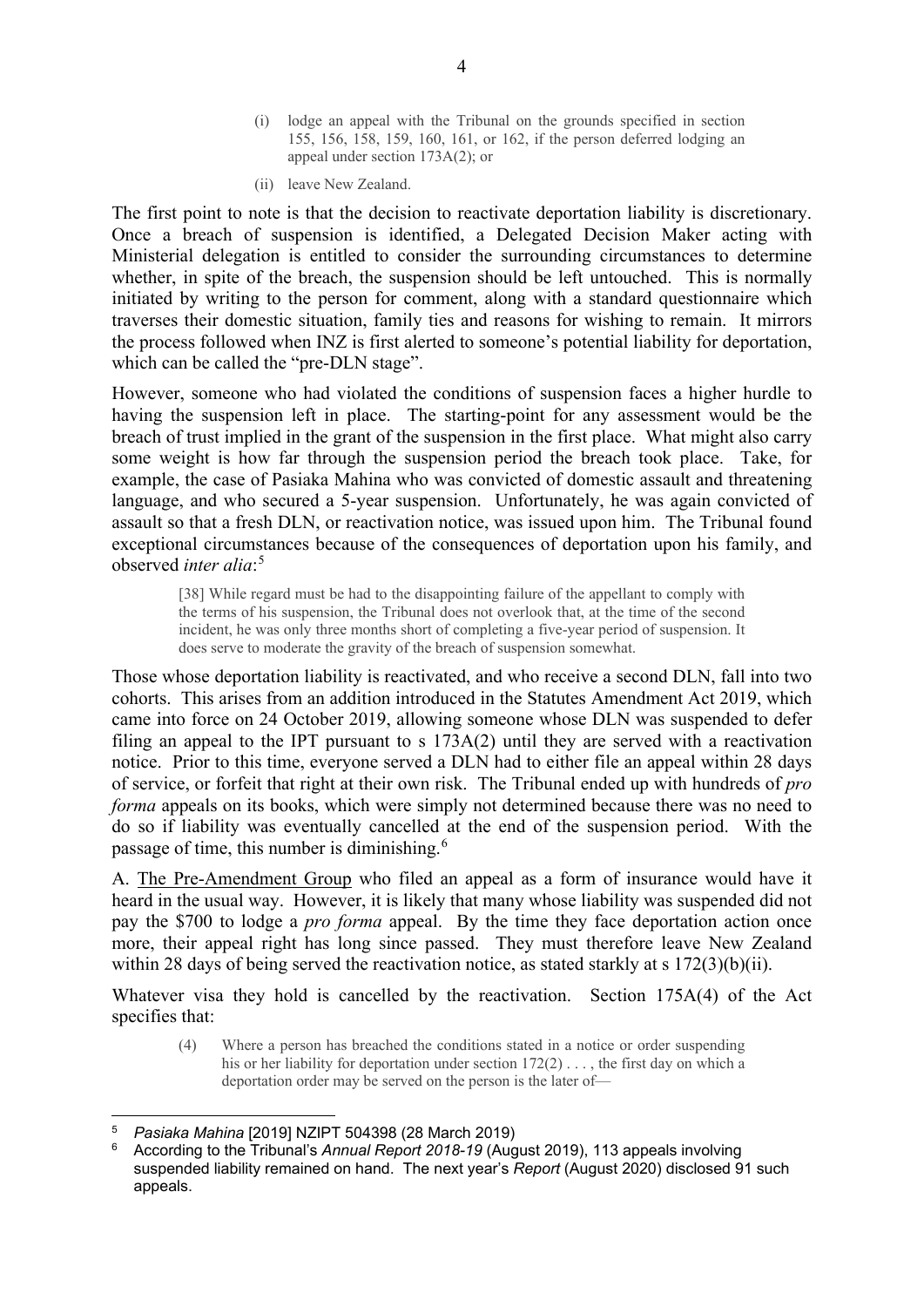(i) lodge an appeal with the Tribunal on the grounds specified in section 155, 156, 158, 159, 160, 161, or 162, if the person deferred lodging an appeal under section 173A(2); or

(ii) leave New Zealand.

The first point to note is that the decision to reactivate deportation liability is discretionary. Once a breach of suspension is identified, a Delegated Decision Maker acting with Ministerial delegation is entitled to consider the surrounding circumstances to determine whether, in spite of the breach, the suspension should be left untouched. This is normally initiated by writing to the person for comment, along with a standard questionnaire which traverses their domestic situation, family ties and reasons for wishing to remain. It mirrors the process followed when INZ is first alerted to someone's potential liability for deportation, which can be called the "pre-DLN stage".

However, someone who had violated the conditions of suspension faces a higher hurdle to having the suspension left in place. The starting-point for any assessment would be the breach of trust implied in the grant of the suspension in the first place. What might also carry some weight is how far through the suspension period the breach took place. Take, for example, the case of Pasiaka Mahina who was convicted of domestic assault and threatening language, and who secured a 5-year suspension. Unfortunately, he was again convicted of assault so that a fresh DLN, or reactivation notice, was issued upon him. The Tribunal found exceptional circumstances because of the consequences of deportation upon his family, and observed *inter alia*:[5]

> [38] While regard must be had to the disappointing failure of the appellant to comply with the terms of his suspension, the Tribunal does not overlook that, at the time of the second incident, he was only three months short of completing a five-year period of suspension. It does serve to moderate the gravity of the breach of suspension somewhat.

Those whose deportation liability is reactivated, and who receive a second DLN, fall into two cohorts. This arises from an addition introduced in the Statutes Amendment Act 2019, which came into force on 24 October 2019, allowing someone whose DLN was suspended to defer filing an appeal to the IPT pursuant to s 173A(2) until they are served with a reactivation notice. Prior to this time, everyone served a DLN had to either file an appeal within 28 days of service, or forfeit that right at their own risk. The Tribunal ended up with hundreds of *pro forma* appeals on its books, which were simply not determined because there was no need to do so if liability was eventually cancelled at the end of the suspension period. With the passage of time, this number is diminishing.[6]

A. <u>The Pre-Amendment Group</u> who filed an appeal as a form of insurance would have it heard in the usual way. However, it is likely that many whose liability was suspended did not pay the $700 to lodge a *pro forma* appeal. By the time they face deportation action once more, their appeal right has long since passed. They must therefore leave New Zealand within 28 days of being served the reactivation notice, as stated starkly at s 172(3)(b)(ii).

Whatever visa they hold is cancelled by the reactivation. Section 175A(4) of the Act specifies that:

> (4) Where a person has breached the conditions stated in a notice or order suspending his or her liability for deportation under section 172(2) . . . , the first day on which a deportation order may be served on the person is the later of—

---

[5] *Pasiaka Mahina* [2019] NZIPT 504398 (28 March 2019)

[6] According to the Tribunal's *Annual Report 2018-19* (August 2019), 113 appeals involving suspended liability remained on hand. The next year's *Report* (August 2020) disclosed 91 such appeals.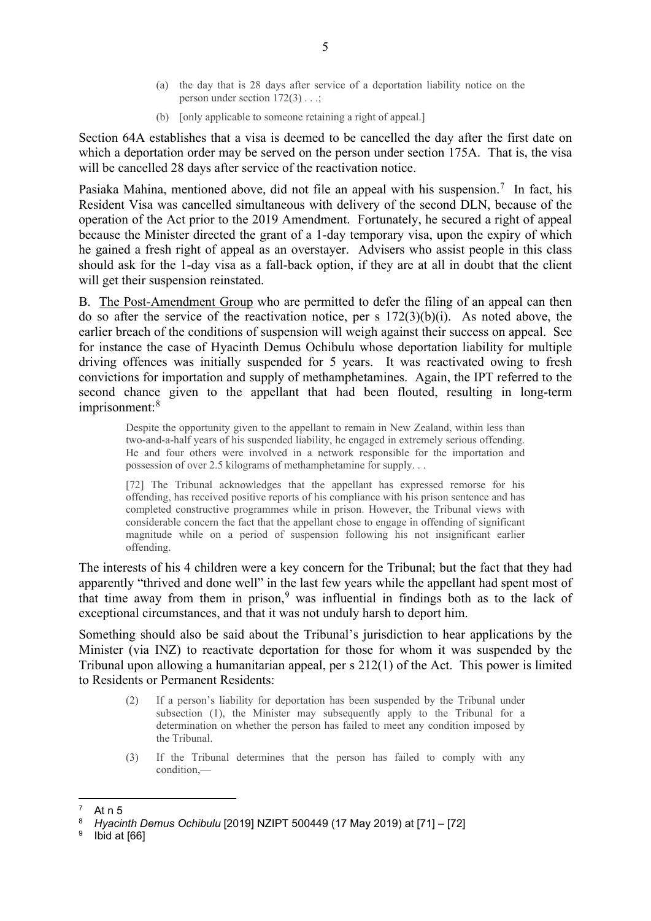(a) the day that is 28 days after service of a deportation liability notice on the person under section 172(3) . . .;

(b) [only applicable to someone retaining a right of appeal.]

Section 64A establishes that a visa is deemed to be cancelled the day after the first date on which a deportation order may be served on the person under section 175A. That is, the visa will be cancelled 28 days after service of the reactivation notice.

Pasiaka Mahina, mentioned above, did not file an appeal with his suspension.[7] In fact, his Resident Visa was cancelled simultaneous with delivery of the second DLN, because of the operation of the Act prior to the 2019 Amendment. Fortunately, he secured a right of appeal because the Minister directed the grant of a 1-day temporary visa, upon the expiry of which he gained a fresh right of appeal as an overstayer. Advisers who assist people in this class should ask for the 1-day visa as a fall-back option, if they are at all in doubt that the client will get their suspension reinstated.

B. <u>The Post-Amendment Group</u> who are permitted to defer the filing of an appeal can then do so after the service of the reactivation notice, per s 172(3)(b)(i). As noted above, the earlier breach of the conditions of suspension will weigh against their success on appeal. See for instance the case of Hyacinth Demus Ochibulu whose deportation liability for multiple driving offences was initially suspended for 5 years. It was reactivated owing to fresh convictions for importation and supply of methamphetamines. Again, the IPT referred to the second chance given to the appellant that had been flouted, resulting in long-term imprisonment:[8]

> Despite the opportunity given to the appellant to remain in New Zealand, within less than two-and-a-half years of his suspended liability, he engaged in extremely serious offending. He and four others were involved in a network responsible for the importation and possession of over 2.5 kilograms of methamphetamine for supply. . .
>
> [72] The Tribunal acknowledges that the appellant has expressed remorse for his offending, has received positive reports of his compliance with his prison sentence and has completed constructive programmes while in prison. However, the Tribunal views with considerable concern the fact that the appellant chose to engage in offending of significant magnitude while on a period of suspension following his not insignificant earlier offending.

The interests of his 4 children were a key concern for the Tribunal; but the fact that they had apparently "thrived and done well" in the last few years while the appellant had spent most of that time away from them in prison,[9] was influential in findings both as to the lack of exceptional circumstances, and that it was not unduly harsh to deport him.

Something should also be said about the Tribunal's jurisdiction to hear applications by the Minister (via INZ) to reactivate deportation for those for whom it was suspended by the Tribunal upon allowing a humanitarian appeal, per s 212(1) of the Act. This power is limited to Residents or Permanent Residents:

> (2) If a person's liability for deportation has been suspended by the Tribunal under subsection (1), the Minister may subsequently apply to the Tribunal for a determination on whether the person has failed to meet any condition imposed by the Tribunal.
>
> (3) If the Tribunal determines that the person has failed to comply with any condition,—

---

[7] At n 5

[8] *Hyacinth Demus Ochibulu* [2019] NZIPT 500449 (17 May 2019) at [71] – [72]

[9] Ibid at [66]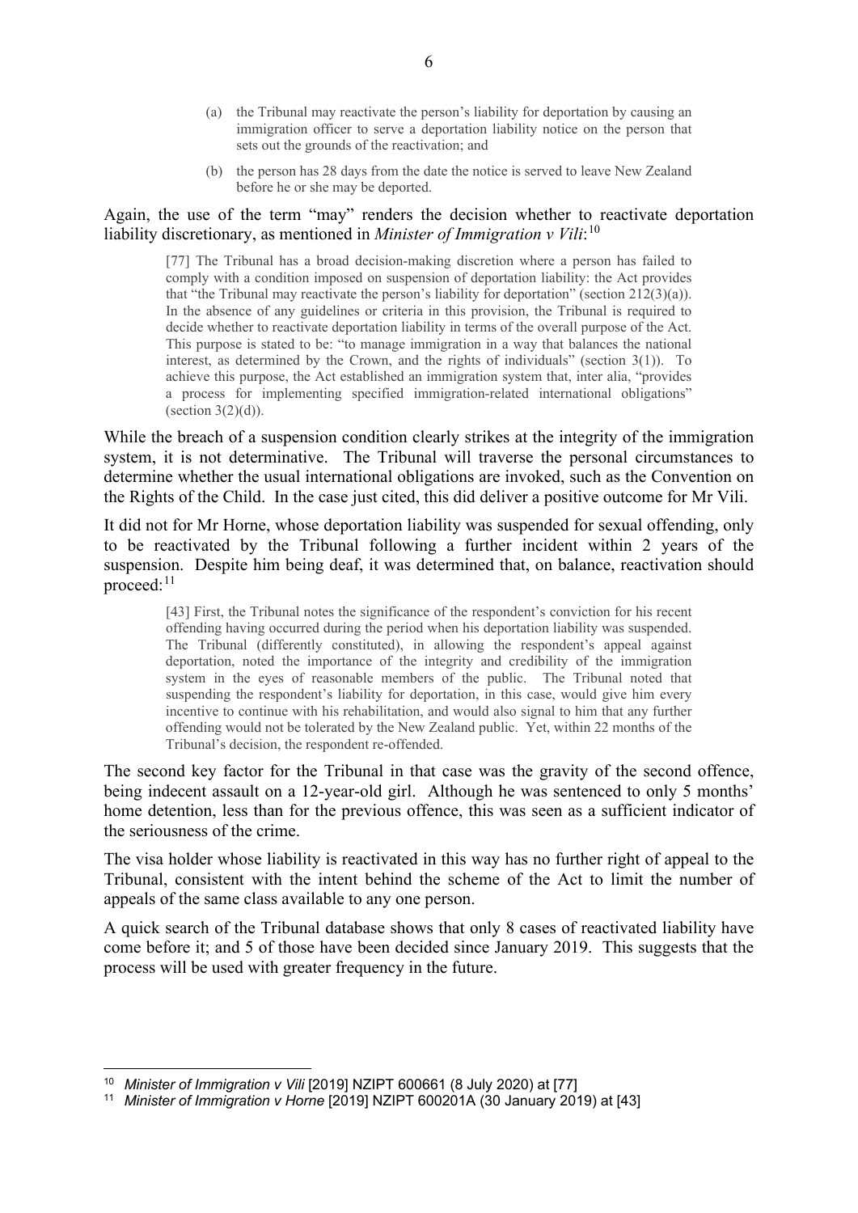> (a) the Tribunal may reactivate the person's liability for deportation by causing an immigration officer to serve a deportation liability notice on the person that sets out the grounds of the reactivation; and
>
> (b) the person has 28 days from the date the notice is served to leave New Zealand before he or she may be deported.

Again, the use of the term "may" renders the decision whether to reactivate deportation liability discretionary, as mentioned in *Minister of Immigration v Vili*:[10]

> [77] The Tribunal has a broad decision-making discretion where a person has failed to comply with a condition imposed on suspension of deportation liability: the Act provides that "the Tribunal may reactivate the person's liability for deportation" (section 212(3)(a)). In the absence of any guidelines or criteria in this provision, the Tribunal is required to decide whether to reactivate deportation liability in terms of the overall purpose of the Act. This purpose is stated to be: "to manage immigration in a way that balances the national interest, as determined by the Crown, and the rights of individuals" (section 3(1)). To achieve this purpose, the Act established an immigration system that, inter alia, "provides a process for implementing specified immigration-related international obligations" (section 3(2)(d)).

While the breach of a suspension condition clearly strikes at the integrity of the immigration system, it is not determinative. The Tribunal will traverse the personal circumstances to determine whether the usual international obligations are invoked, such as the Convention on the Rights of the Child. In the case just cited, this did deliver a positive outcome for Mr Vili.

It did not for Mr Horne, whose deportation liability was suspended for sexual offending, only to be reactivated by the Tribunal following a further incident within 2 years of the suspension. Despite him being deaf, it was determined that, on balance, reactivation should proceed:[11]

> [43] First, the Tribunal notes the significance of the respondent's conviction for his recent offending having occurred during the period when his deportation liability was suspended. The Tribunal (differently constituted), in allowing the respondent's appeal against deportation, noted the importance of the integrity and credibility of the immigration system in the eyes of reasonable members of the public. The Tribunal noted that suspending the respondent's liability for deportation, in this case, would give him every incentive to continue with his rehabilitation, and would also signal to him that any further offending would not be tolerated by the New Zealand public. Yet, within 22 months of the Tribunal's decision, the respondent re-offended.

The second key factor for the Tribunal in that case was the gravity of the second offence, being indecent assault on a 12-year-old girl. Although he was sentenced to only 5 months' home detention, less than for the previous offence, this was seen as a sufficient indicator of the seriousness of the crime.

The visa holder whose liability is reactivated in this way has no further right of appeal to the Tribunal, consistent with the intent behind the scheme of the Act to limit the number of appeals of the same class available to any one person.

A quick search of the Tribunal database shows that only 8 cases of reactivated liability have come before it; and 5 of those have been decided since January 2019. This suggests that the process will be used with greater frequency in the future.

---

[10] *Minister of Immigration v Vili* [2019] NZIPT 600661 (8 July 2020) at [77]

[11] *Minister of Immigration v Horne* [2019] NZIPT 600201A (30 January 2019) at [43]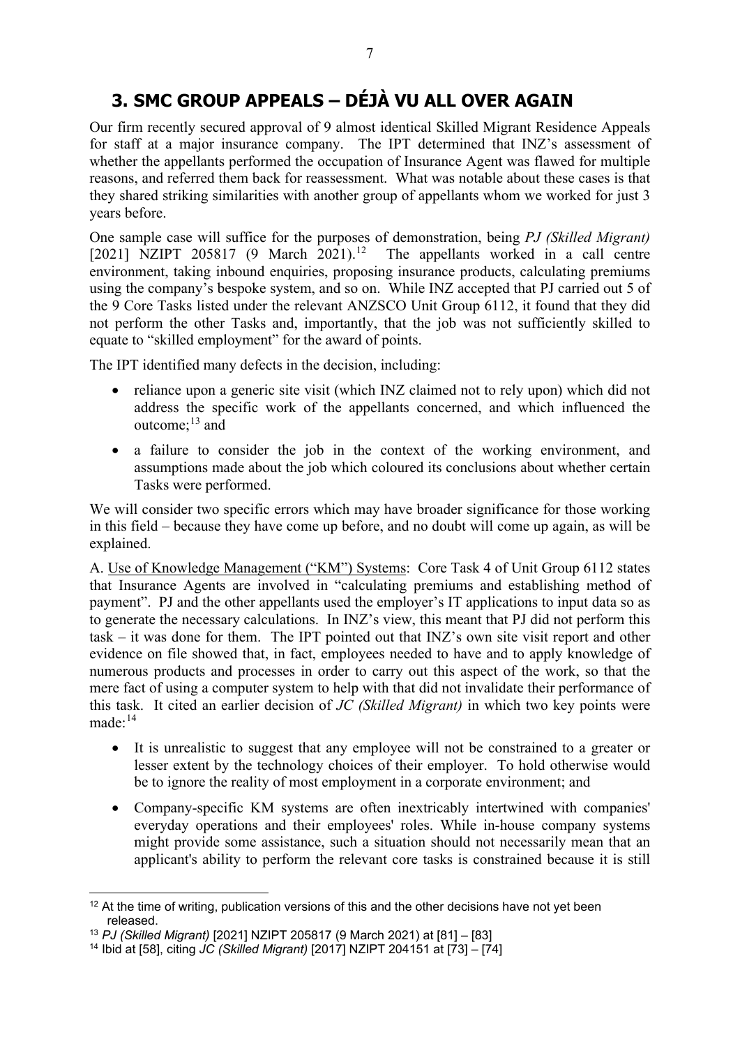## 3. SMC GROUP APPEALS – DÉJÀ VU ALL OVER AGAIN

Our firm recently secured approval of 9 almost identical Skilled Migrant Residence Appeals for staff at a major insurance company. The IPT determined that INZ's assessment of whether the appellants performed the occupation of Insurance Agent was flawed for multiple reasons, and referred them back for reassessment. What was notable about these cases is that they shared striking similarities with another group of appellants whom we worked for just 3 years before.

One sample case will suffice for the purposes of demonstration, being *PJ (Skilled Migrant)* [2021] NZIPT 205817 (9 March 2021).[12] The appellants worked in a call centre environment, taking inbound enquiries, proposing insurance products, calculating premiums using the company's bespoke system, and so on. While INZ accepted that PJ carried out 5 of the 9 Core Tasks listed under the relevant ANZSCO Unit Group 6112, it found that they did not perform the other Tasks and, importantly, that the job was not sufficiently skilled to equate to "skilled employment" for the award of points.

The IPT identified many defects in the decision, including:

- reliance upon a generic site visit (which INZ claimed not to rely upon) which did not address the specific work of the appellants concerned, and which influenced the outcome;[13] and
- a failure to consider the job in the context of the working environment, and assumptions made about the job which coloured its conclusions about whether certain Tasks were performed.

We will consider two specific errors which may have broader significance for those working in this field – because they have come up before, and no doubt will come up again, as will be explained.

A. Use of Knowledge Management ("KM") Systems: Core Task 4 of Unit Group 6112 states that Insurance Agents are involved in "calculating premiums and establishing method of payment". PJ and the other appellants used the employer's IT applications to input data so as to generate the necessary calculations. In INZ's view, this meant that PJ did not perform this task – it was done for them. The IPT pointed out that INZ's own site visit report and other evidence on file showed that, in fact, employees needed to have and to apply knowledge of numerous products and processes in order to carry out this aspect of the work, so that the mere fact of using a computer system to help with that did not invalidate their performance of this task. It cited an earlier decision of *JC (Skilled Migrant)* in which two key points were made:[14]

- It is unrealistic to suggest that any employee will not be constrained to a greater or lesser extent by the technology choices of their employer. To hold otherwise would be to ignore the reality of most employment in a corporate environment; and
- Company-specific KM systems are often inextricably intertwined with companies' everyday operations and their employees' roles. While in-house company systems might provide some assistance, such a situation should not necessarily mean that an applicant's ability to perform the relevant core tasks is constrained because it is still

---

[12] At the time of writing, publication versions of this and the other decisions have not yet been released.

[13] *PJ (Skilled Migrant)* [2021] NZIPT 205817 (9 March 2021) at [81] – [83]

[14] Ibid at [58], citing *JC (Skilled Migrant)* [2017] NZIPT 204151 at [73] – [74]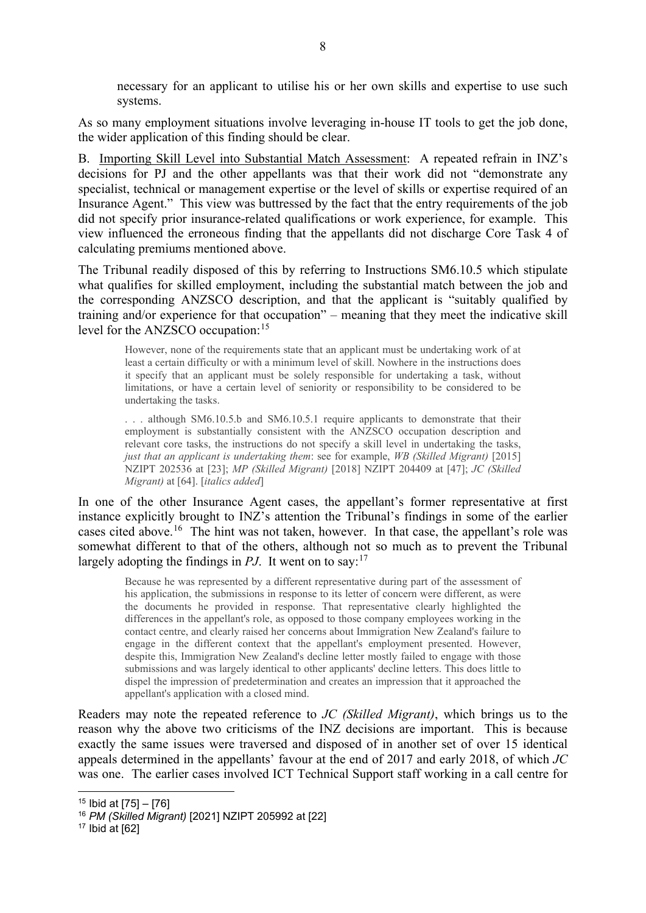necessary for an applicant to utilise his or her own skills and expertise to use such systems.

As so many employment situations involve leveraging in-house IT tools to get the job done, the wider application of this finding should be clear.

B. Importing Skill Level into Substantial Match Assessment: A repeated refrain in INZ's decisions for PJ and the other appellants was that their work did not "demonstrate any specialist, technical or management expertise or the level of skills or expertise required of an Insurance Agent." This view was buttressed by the fact that the entry requirements of the job did not specify prior insurance-related qualifications or work experience, for example. This view influenced the erroneous finding that the appellants did not discharge Core Task 4 of calculating premiums mentioned above.

The Tribunal readily disposed of this by referring to Instructions SM6.10.5 which stipulate what qualifies for skilled employment, including the substantial match between the job and the corresponding ANZSCO description, and that the applicant is "suitably qualified by training and/or experience for that occupation" – meaning that they meet the indicative skill level for the ANZSCO occupation:[15]

> However, none of the requirements state that an applicant must be undertaking work of at least a certain difficulty or with a minimum level of skill. Nowhere in the instructions does it specify that an applicant must be solely responsible for undertaking a task, without limitations, or have a certain level of seniority or responsibility to be considered to be undertaking the tasks.
>
> . . . although SM6.10.5.b and SM6.10.5.1 require applicants to demonstrate that their employment is substantially consistent with the ANZSCO occupation description and relevant core tasks, the instructions do not specify a skill level in undertaking the tasks, *just that an applicant is undertaking them*: see for example, *WB (Skilled Migrant)* [2015] NZIPT 202536 at [23]; *MP (Skilled Migrant)* [2018] NZIPT 204409 at [47]; *JC (Skilled Migrant)* at [64]. [*italics added*]

In one of the other Insurance Agent cases, the appellant's former representative at first instance explicitly brought to INZ's attention the Tribunal's findings in some of the earlier cases cited above.[16] The hint was not taken, however. In that case, the appellant's role was somewhat different to that of the others, although not so much as to prevent the Tribunal largely adopting the findings in *PJ*. It went on to say:[17]

> Because he was represented by a different representative during part of the assessment of his application, the submissions in response to its letter of concern were different, as were the documents he provided in response. That representative clearly highlighted the differences in the appellant's role, as opposed to those company employees working in the contact centre, and clearly raised her concerns about Immigration New Zealand's failure to engage in the different context that the appellant's employment presented. However, despite this, Immigration New Zealand's decline letter mostly failed to engage with those submissions and was largely identical to other applicants' decline letters. This does little to dispel the impression of predetermination and creates an impression that it approached the appellant's application with a closed mind.

Readers may note the repeated reference to *JC (Skilled Migrant)*, which brings us to the reason why the above two criticisms of the INZ decisions are important. This is because exactly the same issues were traversed and disposed of in another set of over 15 identical appeals determined in the appellants' favour at the end of 2017 and early 2018, of which *JC* was one. The earlier cases involved ICT Technical Support staff working in a call centre for

---

[15] Ibid at [75] – [76]

[16] *PM (Skilled Migrant)* [2021] NZIPT 205992 at [22]

[17] Ibid at [62]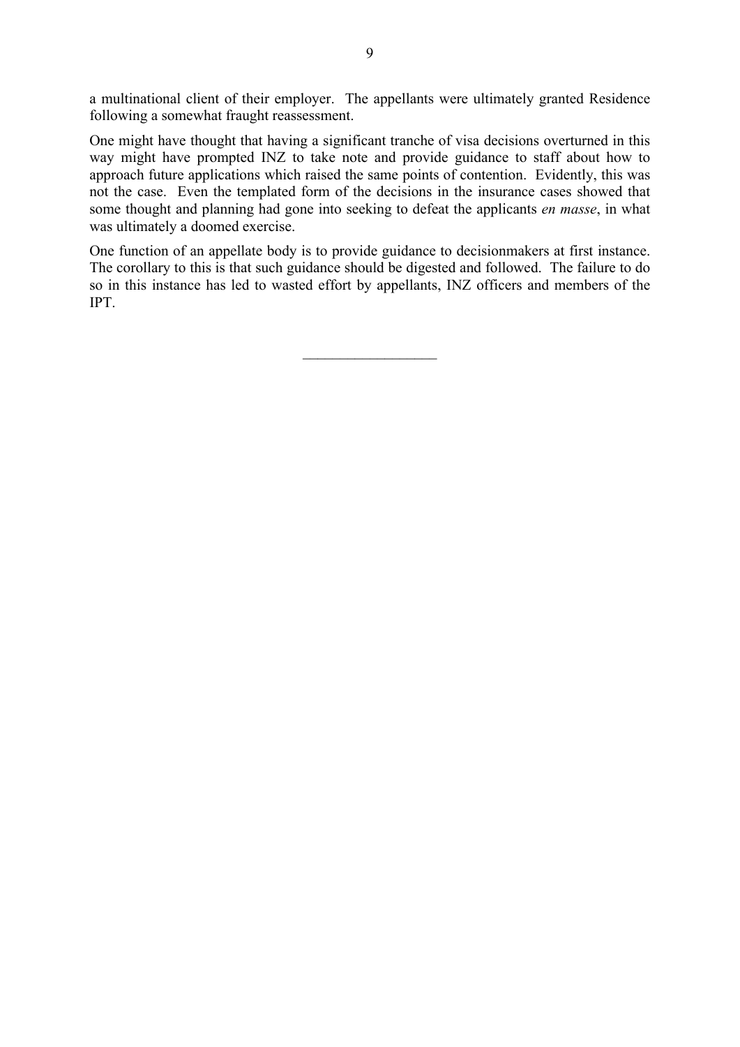a multinational client of their employer. The appellants were ultimately granted Residence following a somewhat fraught reassessment.

One might have thought that having a significant tranche of visa decisions overturned in this way might have prompted INZ to take note and provide guidance to staff about how to approach future applications which raised the same points of contention. Evidently, this was not the case. Even the templated form of the decisions in the insurance cases showed that some thought and planning had gone into seeking to defeat the applicants *en masse*, in what was ultimately a doomed exercise.

One function of an appellate body is to provide guidance to decisionmakers at first instance. The corollary to this is that such guidance should be digested and followed. The failure to do so in this instance has led to wasted effort by appellants, INZ officers and members of the IPT.

---